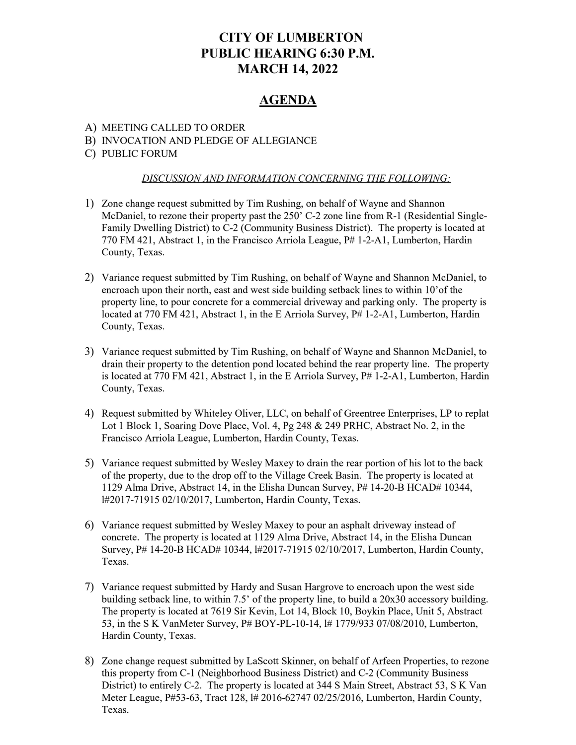# CITY OF LUMBERTON
# PUBLIC HEARING 6:30 P.M.
# MARCH 14, 2022

## AGENDA

A) MEETING CALLED TO ORDER
B) INVOCATION AND PLEDGE OF ALLEGIANCE
C) PUBLIC FORUM

*DISCUSSION AND INFORMATION CONCERNING THE FOLLOWING:*

1) Zone change request submitted by Tim Rushing, on behalf of Wayne and Shannon McDaniel, to rezone their property past the 250' C-2 zone line from R-1 (Residential Single-Family Dwelling District) to C-2 (Community Business District). The property is located at 770 FM 421, Abstract 1, in the Francisco Arriola League, P# 1-2-A1, Lumberton, Hardin County, Texas.

2) Variance request submitted by Tim Rushing, on behalf of Wayne and Shannon McDaniel, to encroach upon their north, east and west side building setback lines to within 10'of the property line, to pour concrete for a commercial driveway and parking only. The property is located at 770 FM 421, Abstract 1, in the E Arriola Survey, P# 1-2-A1, Lumberton, Hardin County, Texas.

3) Variance request submitted by Tim Rushing, on behalf of Wayne and Shannon McDaniel, to drain their property to the detention pond located behind the rear property line. The property is located at 770 FM 421, Abstract 1, in the E Arriola Survey, P# 1-2-A1, Lumberton, Hardin County, Texas.

4) Request submitted by Whiteley Oliver, LLC, on behalf of Greentree Enterprises, LP to replat Lot 1 Block 1, Soaring Dove Place, Vol. 4, Pg 248 & 249 PRHC, Abstract No. 2, in the Francisco Arriola League, Lumberton, Hardin County, Texas.

5) Variance request submitted by Wesley Maxey to drain the rear portion of his lot to the back of the property, due to the drop off to the Village Creek Basin. The property is located at 1129 Alma Drive, Abstract 14, in the Elisha Duncan Survey, P# 14-20-B HCAD# 10344, I#2017-71915 02/10/2017, Lumberton, Hardin County, Texas.

6) Variance request submitted by Wesley Maxey to pour an asphalt driveway instead of concrete. The property is located at 1129 Alma Drive, Abstract 14, in the Elisha Duncan Survey, P# 14-20-B HCAD# 10344, I#2017-71915 02/10/2017, Lumberton, Hardin County, Texas.

7) Variance request submitted by Hardy and Susan Hargrove to encroach upon the west side building setback line, to within 7.5' of the property line, to build a 20x30 accessory building. The property is located at 7619 Sir Kevin, Lot 14, Block 10, Boykin Place, Unit 5, Abstract 53, in the S K VanMeter Survey, P# BOY-PL-10-14, I# 1779/933 07/08/2010, Lumberton, Hardin County, Texas.

8) Zone change request submitted by LaScott Skinner, on behalf of Arfeen Properties, to rezone this property from C-1 (Neighborhood Business District) and C-2 (Community Business District) to entirely C-2. The property is located at 344 S Main Street, Abstract 53, S K Van Meter League, P#53-63, Tract 128, I# 2016-62747 02/25/2016, Lumberton, Hardin County, Texas.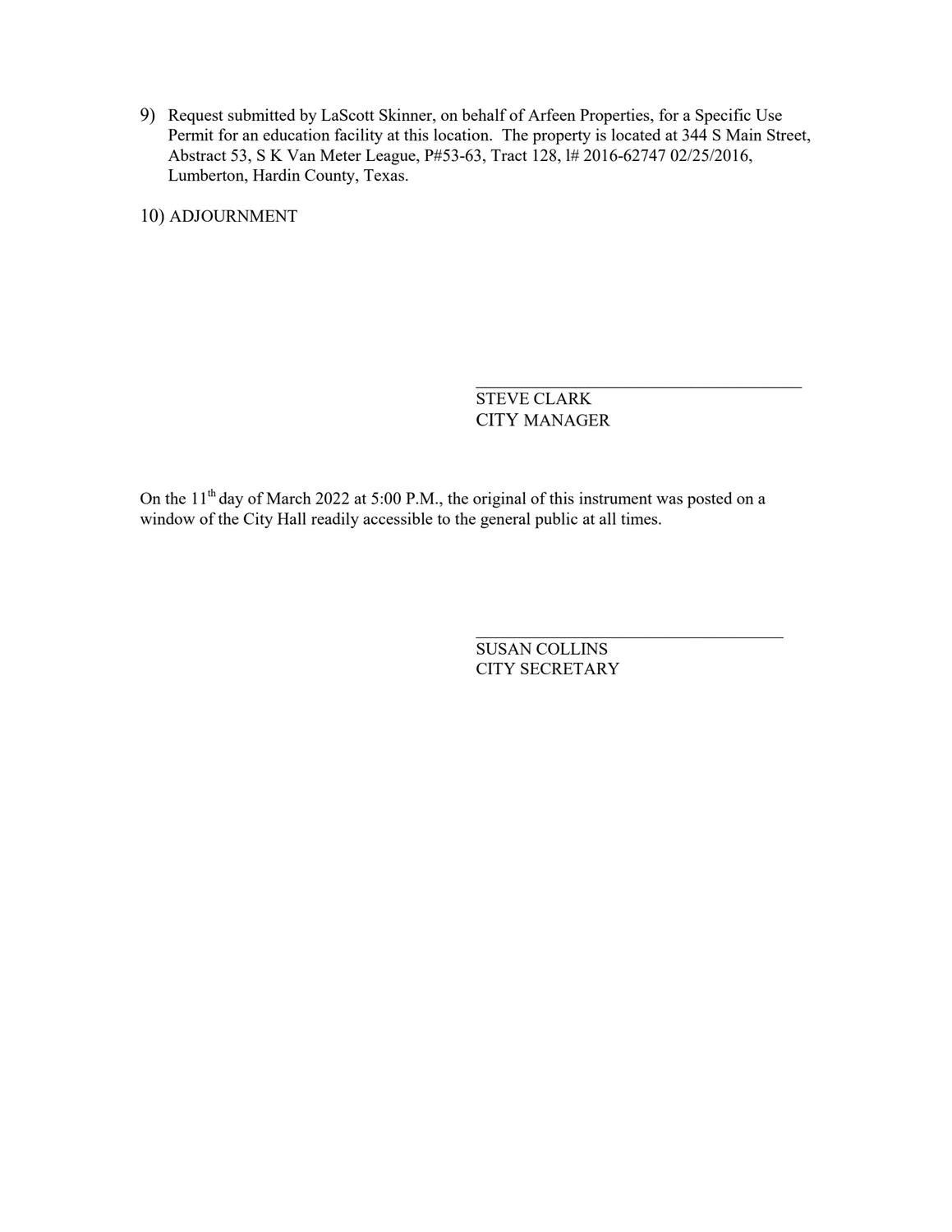9) Request submitted by LaScott Skinner, on behalf of Arfeen Properties, for a Specific Use Permit for an education facility at this location. The property is located at 344 S Main Street, Abstract 53, S K Van Meter League, P#53-63, Tract 128, l# 2016-62747 02/25/2016, Lumberton, Hardin County, Texas.

10) ADJOURNMENT

\_\_\_\_\_\_\_\_\_\_\_\_\_\_\_\_\_\_\_\_\_\_\_\_\_\_\_\_\_\_\_\_\_\_\_\_\_\_

STEVE CLARK
CITY MANAGER

On the 11th day of March 2022 at 5:00 P.M., the original of this instrument was posted on a window of the City Hall readily accessible to the general public at all times.

\_\_\_\_\_\_\_\_\_\_\_\_\_\_\_\_\_\_\_\_\_\_\_\_\_\_\_\_\_\_\_\_\_\_\_\_\_\_

SUSAN COLLINS
CITY SECRETARY